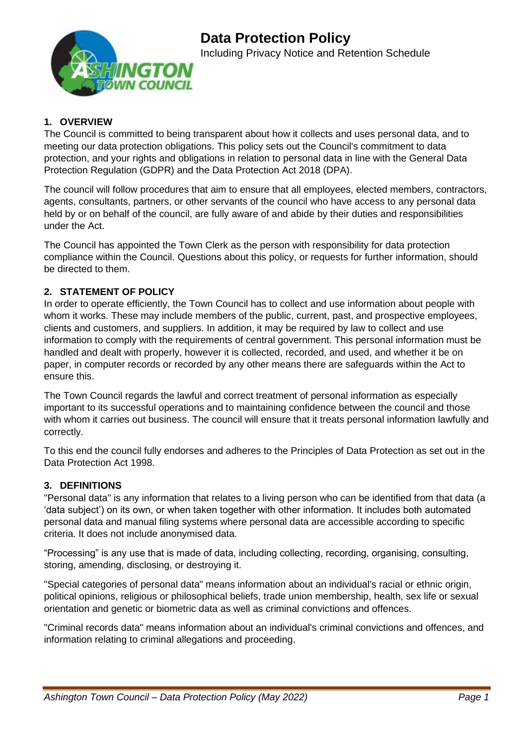# Data Protection Policy

Including Privacy Notice and Retention Schedule

## 1. OVERVIEW

The Council is committed to being transparent about how it collects and uses personal data, and to meeting our data protection obligations. This policy sets out the Council's commitment to data protection, and your rights and obligations in relation to personal data in line with the General Data Protection Regulation (GDPR) and the Data Protection Act 2018 (DPA).

The council will follow procedures that aim to ensure that all employees, elected members, contractors, agents, consultants, partners, or other servants of the council who have access to any personal data held by or on behalf of the council, are fully aware of and abide by their duties and responsibilities under the Act.

The Council has appointed the Town Clerk as the person with responsibility for data protection compliance within the Council. Questions about this policy, or requests for further information, should be directed to them.

## 2. STATEMENT OF POLICY

In order to operate efficiently, the Town Council has to collect and use information about people with whom it works. These may include members of the public, current, past, and prospective employees, clients and customers, and suppliers. In addition, it may be required by law to collect and use information to comply with the requirements of central government. This personal information must be handled and dealt with properly, however it is collected, recorded, and used, and whether it be on paper, in computer records or recorded by any other means there are safeguards within the Act to ensure this.

The Town Council regards the lawful and correct treatment of personal information as especially important to its successful operations and to maintaining confidence between the council and those with whom it carries out business. The council will ensure that it treats personal information lawfully and correctly.

To this end the council fully endorses and adheres to the Principles of Data Protection as set out in the Data Protection Act 1998.

## 3. DEFINITIONS

"Personal data" is any information that relates to a living person who can be identified from that data (a 'data subject') on its own, or when taken together with other information. It includes both automated personal data and manual filing systems where personal data are accessible according to specific criteria. It does not include anonymised data.

"Processing" is any use that is made of data, including collecting, recording, organising, consulting, storing, amending, disclosing, or destroying it.

"Special categories of personal data" means information about an individual's racial or ethnic origin, political opinions, religious or philosophical beliefs, trade union membership, health, sex life or sexual orientation and genetic or biometric data as well as criminal convictions and offences.

"Criminal records data" means information about an individual's criminal convictions and offences, and information relating to criminal allegations and proceeding.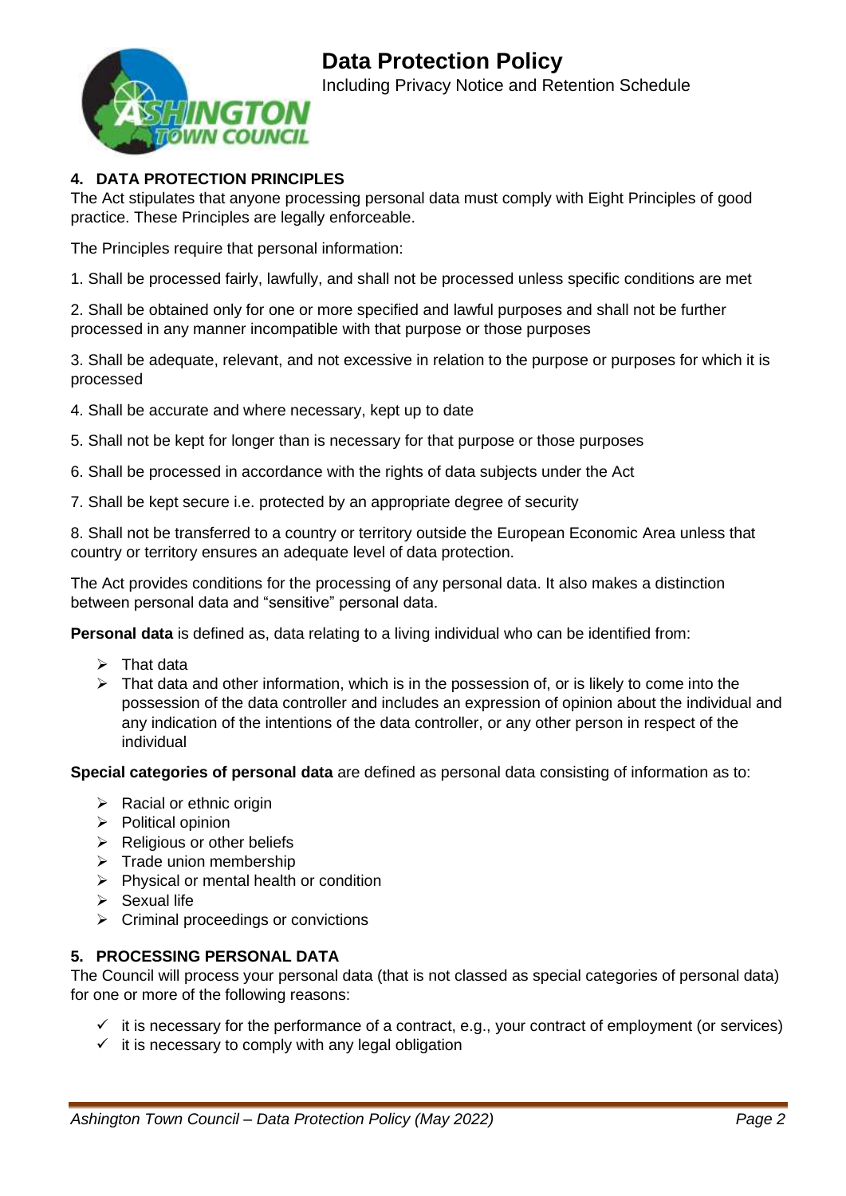## 4. DATA PROTECTION PRINCIPLES

The Act stipulates that anyone processing personal data must comply with Eight Principles of good practice. These Principles are legally enforceable.

The Principles require that personal information:

1. Shall be processed fairly, lawfully, and shall not be processed unless specific conditions are met

2. Shall be obtained only for one or more specified and lawful purposes and shall not be further processed in any manner incompatible with that purpose or those purposes

3. Shall be adequate, relevant, and not excessive in relation to the purpose or purposes for which it is processed

4. Shall be accurate and where necessary, kept up to date

5. Shall not be kept for longer than is necessary for that purpose or those purposes

6. Shall be processed in accordance with the rights of data subjects under the Act

7. Shall be kept secure i.e. protected by an appropriate degree of security

8. Shall not be transferred to a country or territory outside the European Economic Area unless that country or territory ensures an adequate level of data protection.

The Act provides conditions for the processing of any personal data. It also makes a distinction between personal data and "sensitive" personal data.

**Personal data** is defined as, data relating to a living individual who can be identified from:

- That data
- That data and other information, which is in the possession of, or is likely to come into the possession of the data controller and includes an expression of opinion about the individual and any indication of the intentions of the data controller, or any other person in respect of the individual

**Special categories of personal data** are defined as personal data consisting of information as to:

- Racial or ethnic origin
- Political opinion
- Religious or other beliefs
- Trade union membership
- Physical or mental health or condition
- Sexual life
- Criminal proceedings or convictions

## 5. PROCESSING PERSONAL DATA

The Council will process your personal data (that is not classed as special categories of personal data) for one or more of the following reasons:

- ✓ it is necessary for the performance of a contract, e.g., your contract of employment (or services)
- ✓ it is necessary to comply with any legal obligation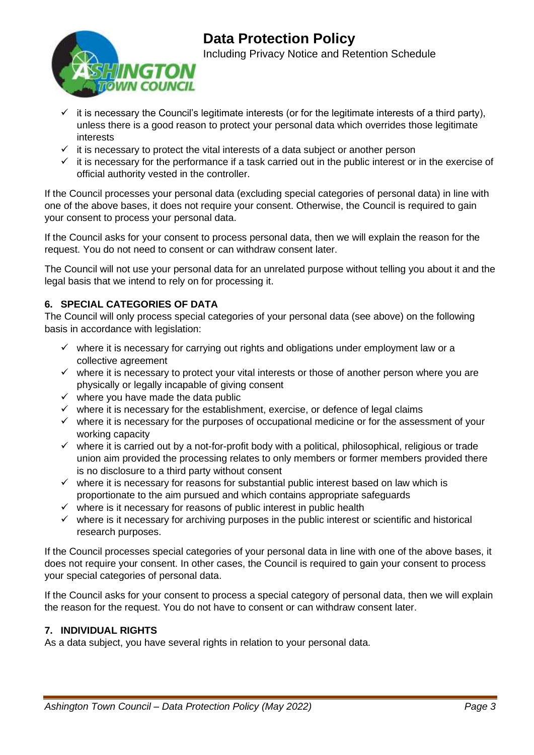- ✓ it is necessary the Council's legitimate interests (or for the legitimate interests of a third party), unless there is a good reason to protect your personal data which overrides those legitimate interests
- ✓ it is necessary to protect the vital interests of a data subject or another person
- ✓ it is necessary for the performance if a task carried out in the public interest or in the exercise of official authority vested in the controller.

If the Council processes your personal data (excluding special categories of personal data) in line with one of the above bases, it does not require your consent. Otherwise, the Council is required to gain your consent to process your personal data.

If the Council asks for your consent to process personal data, then we will explain the reason for the request. You do not need to consent or can withdraw consent later.

The Council will not use your personal data for an unrelated purpose without telling you about it and the legal basis that we intend to rely on for processing it.

## 6. SPECIAL CATEGORIES OF DATA

The Council will only process special categories of your personal data (see above) on the following basis in accordance with legislation:

- ✓ where it is necessary for carrying out rights and obligations under employment law or a collective agreement
- ✓ where it is necessary to protect your vital interests or those of another person where you are physically or legally incapable of giving consent
- ✓ where you have made the data public
- ✓ where it is necessary for the establishment, exercise, or defence of legal claims
- ✓ where it is necessary for the purposes of occupational medicine or for the assessment of your working capacity
- ✓ where it is carried out by a not-for-profit body with a political, philosophical, religious or trade union aim provided the processing relates to only members or former members provided there is no disclosure to a third party without consent
- ✓ where it is necessary for reasons for substantial public interest based on law which is proportionate to the aim pursued and which contains appropriate safeguards
- ✓ where is it necessary for reasons of public interest in public health
- ✓ where is it necessary for archiving purposes in the public interest or scientific and historical research purposes.

If the Council processes special categories of your personal data in line with one of the above bases, it does not require your consent. In other cases, the Council is required to gain your consent to process your special categories of personal data.

If the Council asks for your consent to process a special category of personal data, then we will explain the reason for the request. You do not have to consent or can withdraw consent later.

## 7. INDIVIDUAL RIGHTS

As a data subject, you have several rights in relation to your personal data.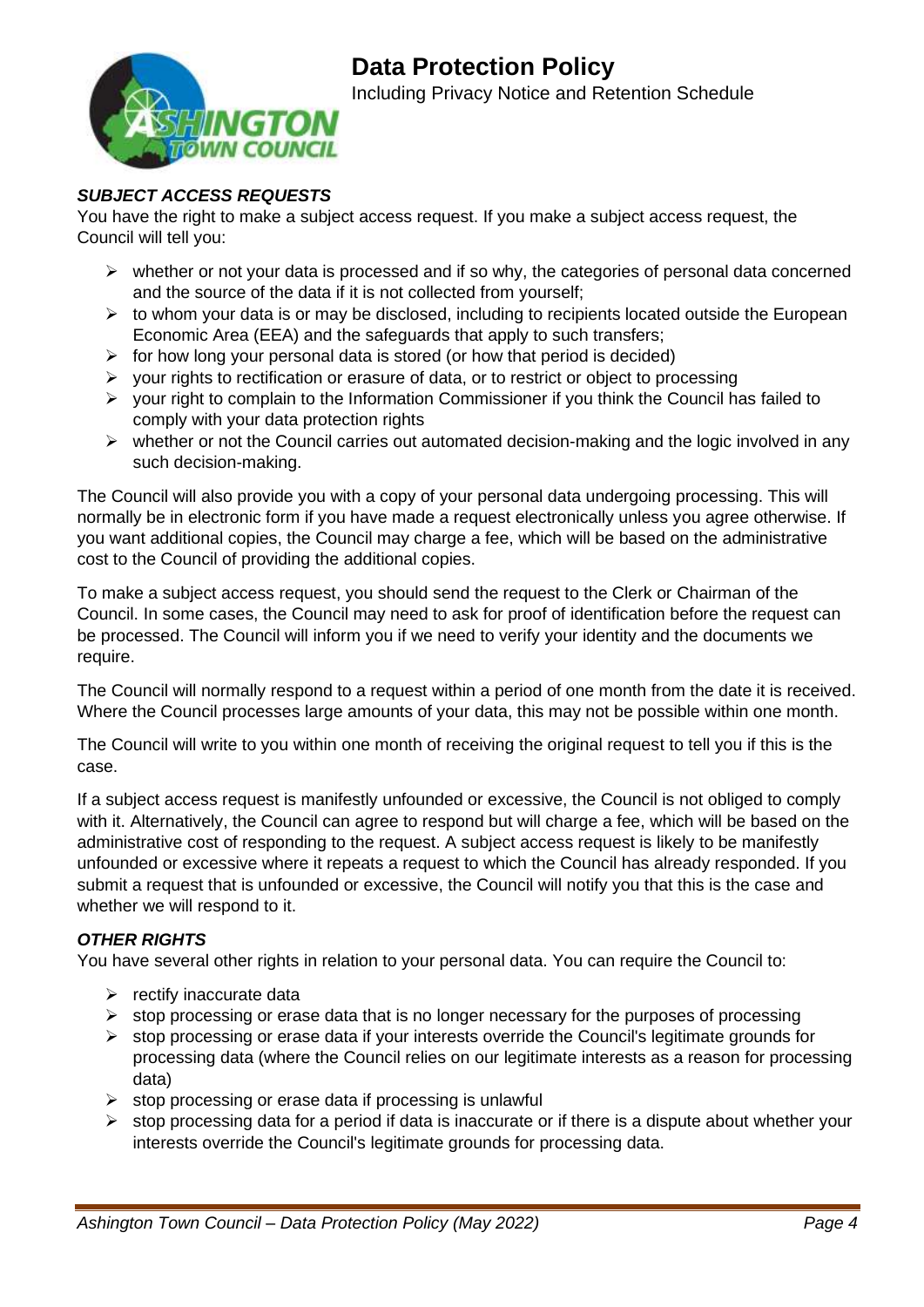### *SUBJECT ACCESS REQUESTS*

You have the right to make a subject access request. If you make a subject access request, the Council will tell you:

- whether or not your data is processed and if so why, the categories of personal data concerned and the source of the data if it is not collected from yourself;
- to whom your data is or may be disclosed, including to recipients located outside the European Economic Area (EEA) and the safeguards that apply to such transfers;
- for how long your personal data is stored (or how that period is decided)
- your rights to rectification or erasure of data, or to restrict or object to processing
- your right to complain to the Information Commissioner if you think the Council has failed to comply with your data protection rights
- whether or not the Council carries out automated decision-making and the logic involved in any such decision-making.

The Council will also provide you with a copy of your personal data undergoing processing. This will normally be in electronic form if you have made a request electronically unless you agree otherwise. If you want additional copies, the Council may charge a fee, which will be based on the administrative cost to the Council of providing the additional copies.

To make a subject access request, you should send the request to the Clerk or Chairman of the Council. In some cases, the Council may need to ask for proof of identification before the request can be processed. The Council will inform you if we need to verify your identity and the documents we require.

The Council will normally respond to a request within a period of one month from the date it is received. Where the Council processes large amounts of your data, this may not be possible within one month.

The Council will write to you within one month of receiving the original request to tell you if this is the case.

If a subject access request is manifestly unfounded or excessive, the Council is not obliged to comply with it. Alternatively, the Council can agree to respond but will charge a fee, which will be based on the administrative cost of responding to the request. A subject access request is likely to be manifestly unfounded or excessive where it repeats a request to which the Council has already responded. If you submit a request that is unfounded or excessive, the Council will notify you that this is the case and whether we will respond to it.

### *OTHER RIGHTS*

You have several other rights in relation to your personal data. You can require the Council to:

- rectify inaccurate data
- stop processing or erase data that is no longer necessary for the purposes of processing
- stop processing or erase data if your interests override the Council's legitimate grounds for processing data (where the Council relies on our legitimate interests as a reason for processing data)
- stop processing or erase data if processing is unlawful
- stop processing data for a period if data is inaccurate or if there is a dispute about whether your interests override the Council's legitimate grounds for processing data.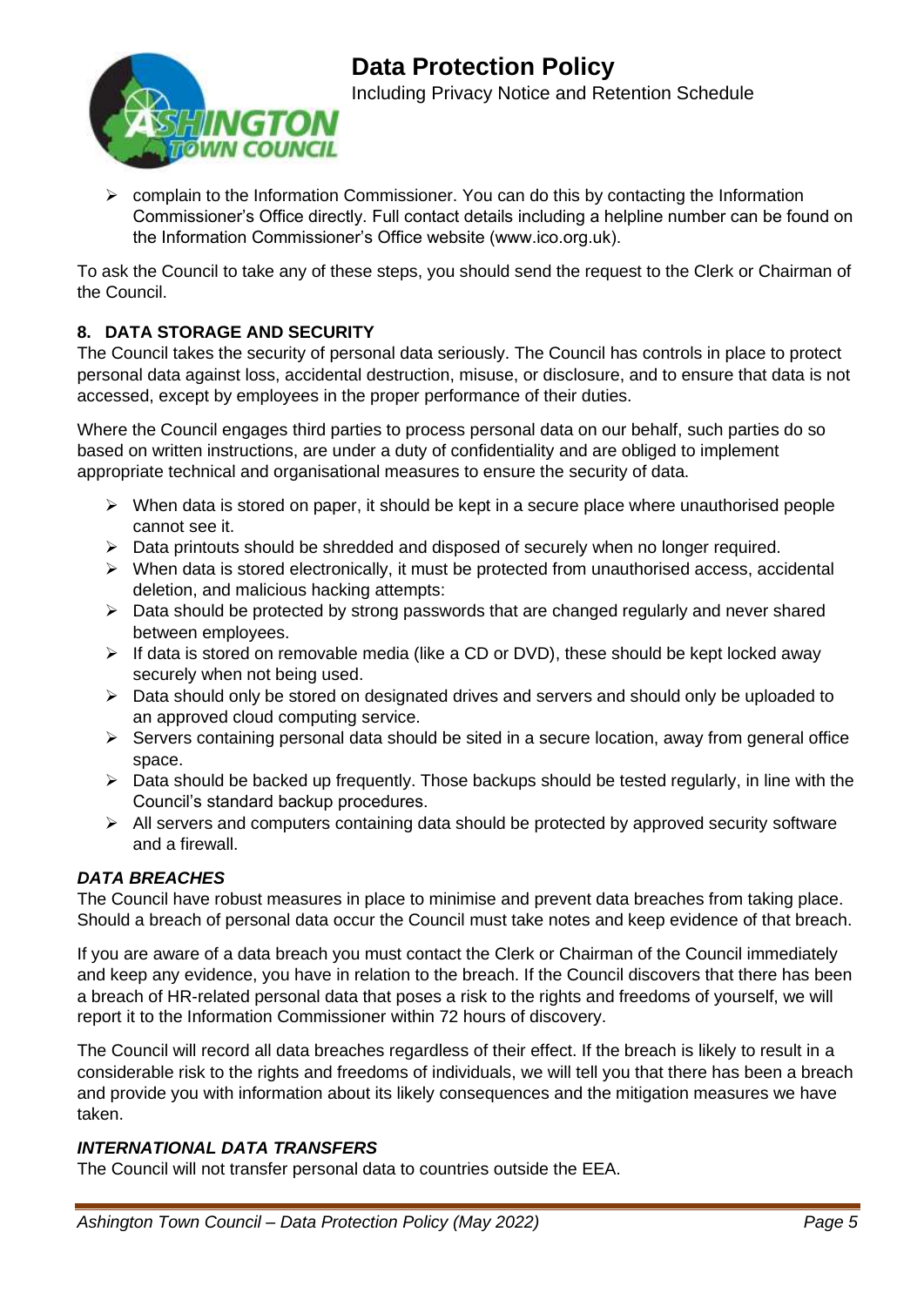- complain to the Information Commissioner. You can do this by contacting the Information Commissioner's Office directly. Full contact details including a helpline number can be found on the Information Commissioner's Office website (www.ico.org.uk).

To ask the Council to take any of these steps, you should send the request to the Clerk or Chairman of the Council.

## 8. DATA STORAGE AND SECURITY

The Council takes the security of personal data seriously. The Council has controls in place to protect personal data against loss, accidental destruction, misuse, or disclosure, and to ensure that data is not accessed, except by employees in the proper performance of their duties.

Where the Council engages third parties to process personal data on our behalf, such parties do so based on written instructions, are under a duty of confidentiality and are obliged to implement appropriate technical and organisational measures to ensure the security of data.

- When data is stored on paper, it should be kept in a secure place where unauthorised people cannot see it.
- Data printouts should be shredded and disposed of securely when no longer required.
- When data is stored electronically, it must be protected from unauthorised access, accidental deletion, and malicious hacking attempts:
- Data should be protected by strong passwords that are changed regularly and never shared between employees.
- If data is stored on removable media (like a CD or DVD), these should be kept locked away securely when not being used.
- Data should only be stored on designated drives and servers and should only be uploaded to an approved cloud computing service.
- Servers containing personal data should be sited in a secure location, away from general office space.
- Data should be backed up frequently. Those backups should be tested regularly, in line with the Council's standard backup procedures.
- All servers and computers containing data should be protected by approved security software and a firewall.

### *DATA BREACHES*

The Council have robust measures in place to minimise and prevent data breaches from taking place. Should a breach of personal data occur the Council must take notes and keep evidence of that breach.

If you are aware of a data breach you must contact the Clerk or Chairman of the Council immediately and keep any evidence, you have in relation to the breach. If the Council discovers that there has been a breach of HR-related personal data that poses a risk to the rights and freedoms of yourself, we will report it to the Information Commissioner within 72 hours of discovery.

The Council will record all data breaches regardless of their effect. If the breach is likely to result in a considerable risk to the rights and freedoms of individuals, we will tell you that there has been a breach and provide you with information about its likely consequences and the mitigation measures we have taken.

### *INTERNATIONAL DATA TRANSFERS*

The Council will not transfer personal data to countries outside the EEA.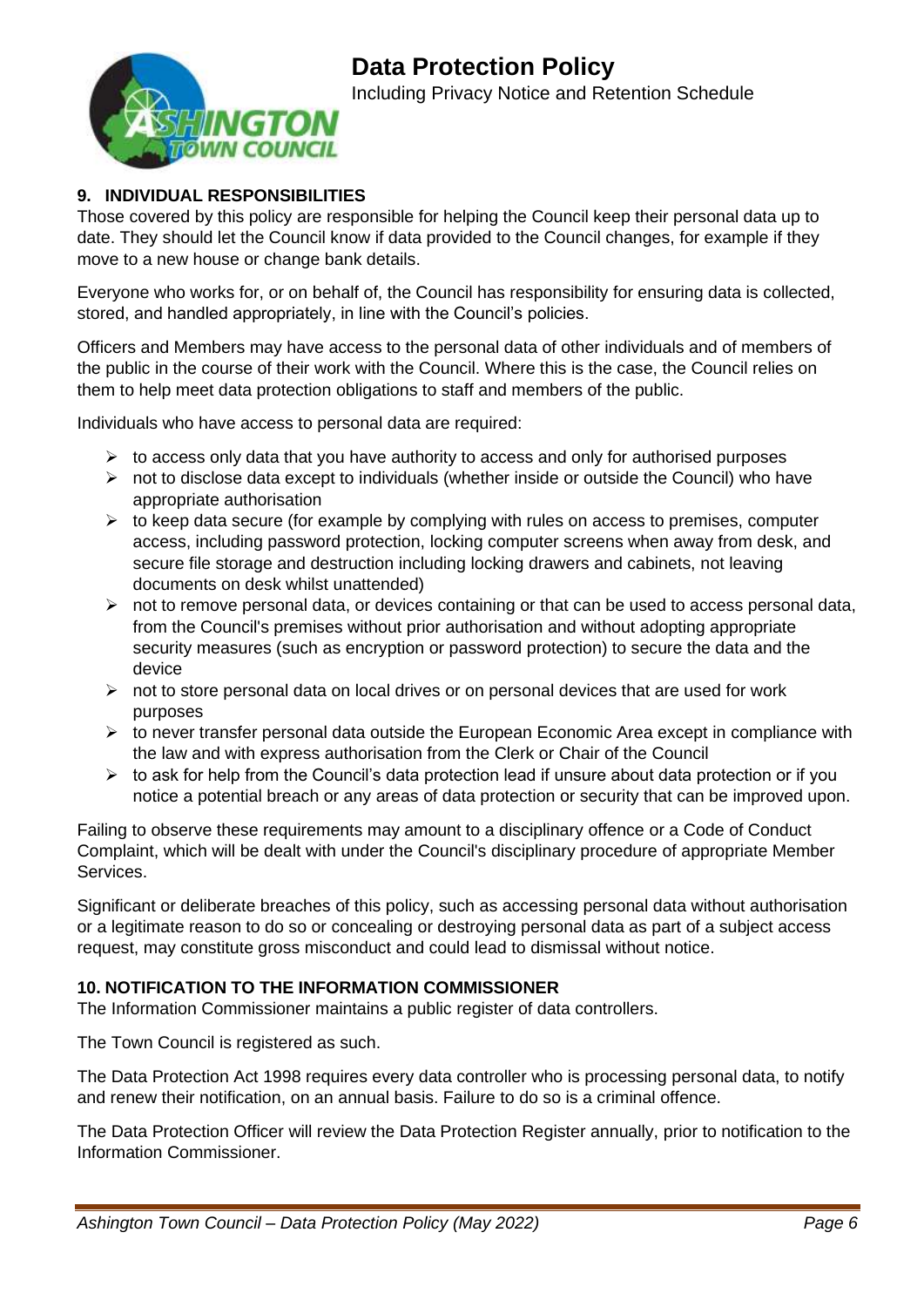## 9. INDIVIDUAL RESPONSIBILITIES

Those covered by this policy are responsible for helping the Council keep their personal data up to date. They should let the Council know if data provided to the Council changes, for example if they move to a new house or change bank details.

Everyone who works for, or on behalf of, the Council has responsibility for ensuring data is collected, stored, and handled appropriately, in line with the Council's policies.

Officers and Members may have access to the personal data of other individuals and of members of the public in the course of their work with the Council. Where this is the case, the Council relies on them to help meet data protection obligations to staff and members of the public.

Individuals who have access to personal data are required:

- to access only data that you have authority to access and only for authorised purposes
- not to disclose data except to individuals (whether inside or outside the Council) who have appropriate authorisation
- to keep data secure (for example by complying with rules on access to premises, computer access, including password protection, locking computer screens when away from desk, and secure file storage and destruction including locking drawers and cabinets, not leaving documents on desk whilst unattended)
- not to remove personal data, or devices containing or that can be used to access personal data, from the Council's premises without prior authorisation and without adopting appropriate security measures (such as encryption or password protection) to secure the data and the device
- not to store personal data on local drives or on personal devices that are used for work purposes
- to never transfer personal data outside the European Economic Area except in compliance with the law and with express authorisation from the Clerk or Chair of the Council
- to ask for help from the Council's data protection lead if unsure about data protection or if you notice a potential breach or any areas of data protection or security that can be improved upon.

Failing to observe these requirements may amount to a disciplinary offence or a Code of Conduct Complaint, which will be dealt with under the Council's disciplinary procedure of appropriate Member Services.

Significant or deliberate breaches of this policy, such as accessing personal data without authorisation or a legitimate reason to do so or concealing or destroying personal data as part of a subject access request, may constitute gross misconduct and could lead to dismissal without notice.

## 10. NOTIFICATION TO THE INFORMATION COMMISSIONER

The Information Commissioner maintains a public register of data controllers.

The Town Council is registered as such.

The Data Protection Act 1998 requires every data controller who is processing personal data, to notify and renew their notification, on an annual basis. Failure to do so is a criminal offence.

The Data Protection Officer will review the Data Protection Register annually, prior to notification to the Information Commissioner.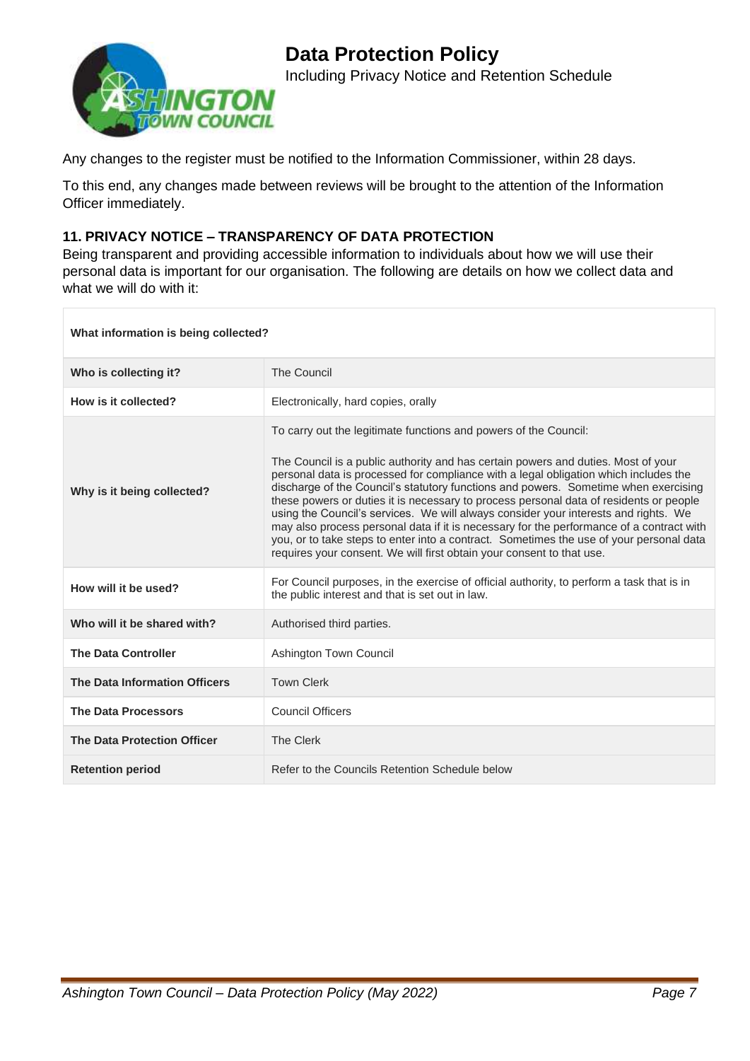Any changes to the register must be notified to the Information Commissioner, within 28 days.

To this end, any changes made between reviews will be brought to the attention of the Information Officer immediately.

### 11. PRIVACY NOTICE – TRANSPARENCY OF DATA PROTECTION

Being transparent and providing accessible information to individuals about how we will use their personal data is important for our organisation. The following are details on how we collect data and what we will do with it:

| **What information is being collected?** | |
|---|---|
| **Who is collecting it?** | The Council |
| **How is it collected?** | Electronically, hard copies, orally |
| **Why is it being collected?** | To carry out the legitimate functions and powers of the Council:<br><br>The Council is a public authority and has certain powers and duties. Most of your personal data is processed for compliance with a legal obligation which includes the discharge of the Council's statutory functions and powers. Sometime when exercising these powers or duties it is necessary to process personal data of residents or people using the Council's services. We will always consider your interests and rights. We may also process personal data if it is necessary for the performance of a contract with you, or to take steps to enter into a contract. Sometimes the use of your personal data requires your consent. We will first obtain your consent to that use. |
| **How will it be used?** | For Council purposes, in the exercise of official authority, to perform a task that is in the public interest and that is set out in law. |
| **Who will it be shared with?** | Authorised third parties. |
| **The Data Controller** | Ashington Town Council |
| **The Data Information Officers** | Town Clerk |
| **The Data Processors** | Council Officers |
| **The Data Protection Officer** | The Clerk |
| **Retention period** | Refer to the Councils Retention Schedule below |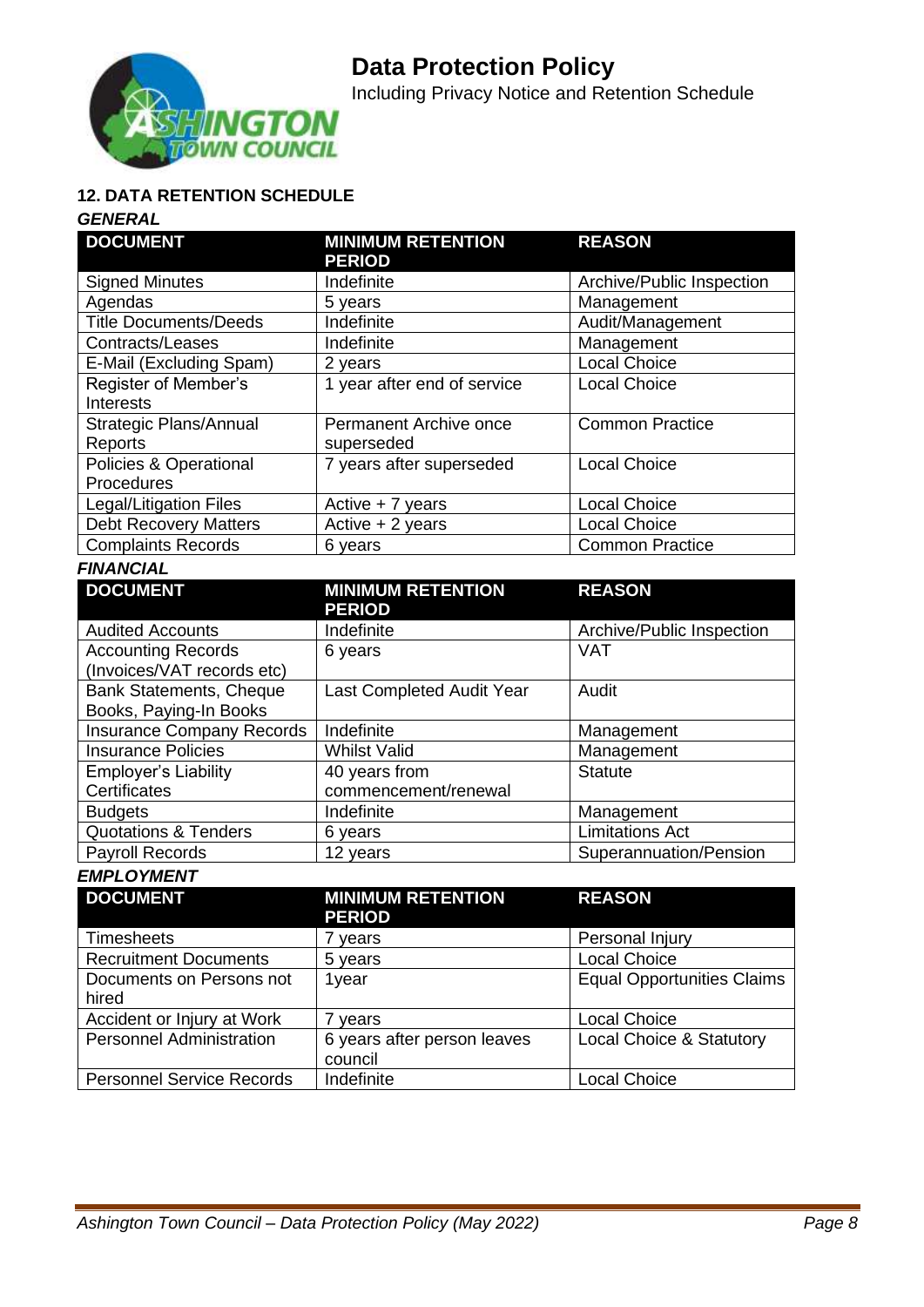## 12. DATA RETENTION SCHEDULE

### *GENERAL*

| DOCUMENT | MINIMUM RETENTION PERIOD | REASON |
|---|---|---|
| Signed Minutes | Indefinite | Archive/Public Inspection |
| Agendas | 5 years | Management |
| Title Documents/Deeds | Indefinite | Audit/Management |
| Contracts/Leases | Indefinite | Management |
| E-Mail (Excluding Spam) | 2 years | Local Choice |
| Register of Member's Interests | 1 year after end of service | Local Choice |
| Strategic Plans/Annual Reports | Permanent Archive once superseded | Common Practice |
| Policies & Operational Procedures | 7 years after superseded | Local Choice |
| Legal/Litigation Files | Active + 7 years | Local Choice |
| Debt Recovery Matters | Active + 2 years | Local Choice |
| Complaints Records | 6 years | Common Practice |

### *FINANCIAL*

| DOCUMENT | MINIMUM RETENTION PERIOD | REASON |
|---|---|---|
| Audited Accounts | Indefinite | Archive/Public Inspection |
| Accounting Records (Invoices/VAT records etc) | 6 years | VAT |
| Bank Statements, Cheque Books, Paying-In Books | Last Completed Audit Year | Audit |
| Insurance Company Records | Indefinite | Management |
| Insurance Policies | Whilst Valid | Management |
| Employer's Liability Certificates | 40 years from commencement/renewal | Statute |
| Budgets | Indefinite | Management |
| Quotations & Tenders | 6 years | Limitations Act |
| Payroll Records | 12 years | Superannuation/Pension |

### *EMPLOYMENT*

| DOCUMENT | MINIMUM RETENTION PERIOD | REASON |
|---|---|---|
| Timesheets | 7 years | Personal Injury |
| Recruitment Documents | 5 years | Local Choice |
| Documents on Persons not hired | 1year | Equal Opportunities Claims |
| Accident or Injury at Work | 7 years | Local Choice |
| Personnel Administration | 6 years after person leaves council | Local Choice & Statutory |
| Personnel Service Records | Indefinite | Local Choice |